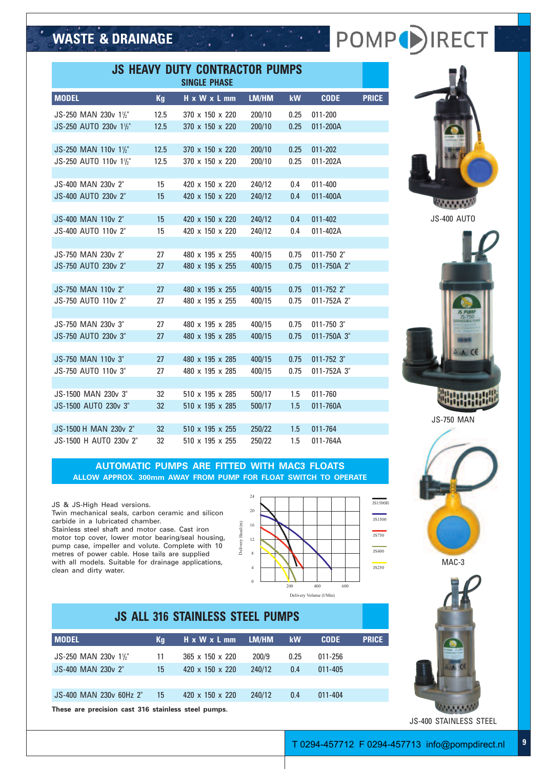# WASTE & DRAINAGE

POMPDIRECT

## JS HEAVY DUTY CONTRACTOR PUMPS

### SINGLE PHASE

| MODEL | Kg | H x W x L mm | LM/HM | kW | CODE | PRICE |
|---|---|---|---|---|---|---|
| JS-250 MAN 230v 1½" | 12.5 | 370 x 150 x 220 | 200/10 | 0.25 | 011-200 | |
| JS-250 AUTO 230v 1½" | 12.5 | 370 x 150 x 220 | 200/10 | 0.25 | 011-200A | |
| JS-250 MAN 110v 1½" | 12.5 | 370 x 150 x 220 | 200/10 | 0.25 | 011-202 | |
| JS-250 AUTO 110v 1½" | 12.5 | 370 x 150 x 220 | 200/10 | 0.25 | 011-202A | |
| JS-400 MAN 230v 2" | 15 | 420 x 150 x 220 | 240/12 | 0.4 | 011-400 | |
| JS-400 AUTO 230v 2" | 15 | 420 x 150 x 220 | 240/12 | 0.4 | 011-400A | |
| JS-400 MAN 110v 2" | 15 | 420 x 150 x 220 | 240/12 | 0.4 | 011-402 | |
| JS-400 AUTO 110v 2" | 15 | 420 x 150 x 220 | 240/12 | 0.4 | 011-402A | |
| JS-750 MAN 230v 2" | 27 | 480 x 195 x 255 | 400/15 | 0.75 | 011-750 2" | |
| JS-750 AUTO 230v 2" | 27 | 480 x 195 x 255 | 400/15 | 0.75 | 011-750A 2" | |
| JS-750 MAN 110v 2" | 27 | 480 x 195 x 255 | 400/15 | 0.75 | 011-752 2" | |
| JS-750 AUTO 110v 2" | 27 | 480 x 195 x 255 | 400/15 | 0.75 | 011-752A 2" | |
| JS-750 MAN 230v 3" | 27 | 480 x 195 x 285 | 400/15 | 0.75 | 011-750 3" | |
| JS-750 AUTO 230v 3" | 27 | 480 x 195 x 285 | 400/15 | 0.75 | 011-750A 3" | |
| JS-750 MAN 110v 3" | 27 | 480 x 195 x 285 | 400/15 | 0.75 | 011-752 3" | |
| JS-750 AUTO 110v 3" | 27 | 480 x 195 x 285 | 400/15 | 0.75 | 011-752A 3" | |
| JS-1500 MAN 230v 3" | 32 | 510 x 195 x 285 | 500/17 | 1.5 | 011-760 | |
| JS-1500 AUTO 230v 3" | 32 | 510 x 195 x 285 | 500/17 | 1.5 | 011-760A | |
| JS-1500 H MAN 230v 2" | 32 | 510 x 195 x 255 | 250/22 | 1.5 | 011-764 | |
| JS-1500 H AUTO 230v 2" | 32 | 510 x 195 x 255 | 250/22 | 1.5 | 011-764A | |

**AUTOMATIC PUMPS ARE FITTED WITH MAC3 FLOATS**
**ALLOW APPROX. 300mm AWAY FROM PUMP FOR FLOAT SWITCH TO OPERATE**

JS & JS-High Head versions.
Twin mechanical seals, carbon ceramic and silicon carbide in a lubricated chamber.
Stainless steel shaft and motor case. Cast iron motor top cover, lower motor bearing/seal housing, pump case, impeller and volute. Complete with 10 metres of power cable. Hose tails are supplied with all models. Suitable for drainage applications, clean and dirty water.

JS-400 AUTO

JS-750 MAN

MAC-3

## JS ALL 316 STAINLESS STEEL PUMPS

| MODEL | Kg | H x W x L mm | LM/HM | kW | CODE | PRICE |
|---|---|---|---|---|---|---|
| JS-250 MAN 230v 1½" | 11 | 365 x 150 x 220 | 200/9 | 0.25 | 011-256 | |
| JS-400 MAN 230v 2" | 15 | 420 x 150 x 220 | 240/12 | 0.4 | 011-405 | |
| JS-400 MAN 230v 60Hz 2" | 15 | 420 x 150 x 220 | 240/12 | 0.4 | 011-404 | |

**These are precision cast 316 stainless steel pumps.**

JS-400 STAINLESS STEEL

T 0294-457712 F 0294-457713 info@pompdirect.nl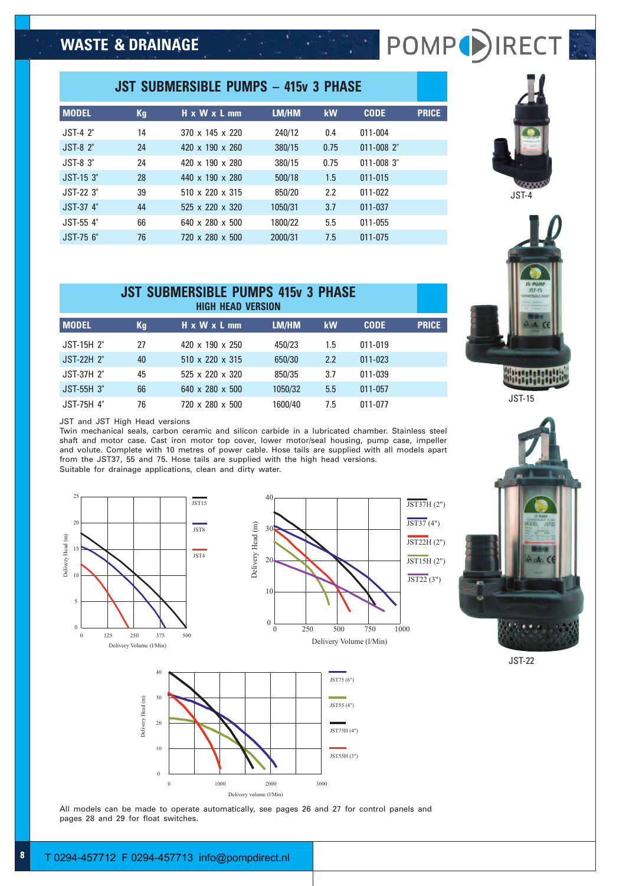# WASTE & DRAINAGE

POMPDIRECT

## JST SUBMERSIBLE PUMPS – 415v 3 PHASE

| MODEL | Kg | H x W x L mm | LM/HM | kW | CODE | PRICE |
|---|---|---|---|---|---|---|
| JST-4 2" | 14 | 370 x 145 x 220 | 240/12 | 0.4 | 011-004 | |
| JST-8 2" | 24 | 420 x 190 x 260 | 380/15 | 0.75 | 011-008 2" | |
| JST-8 3" | 24 | 420 x 190 x 280 | 380/15 | 0.75 | 011-008 3" | |
| JST-15 3" | 28 | 440 x 190 x 280 | 500/18 | 1.5 | 011-015 | |
| JST-22 3" | 39 | 510 x 220 x 315 | 850/20 | 2.2 | 011-022 | |
| JST-37 4" | 44 | 525 x 220 x 320 | 1050/31 | 3.7 | 011-037 | |
| JST-55 4" | 66 | 640 x 280 x 500 | 1800/22 | 5.5 | 011-055 | |
| JST-75 6" | 76 | 720 x 280 x 500 | 2000/31 | 7.5 | 011-075 | |

JST-4

## JST SUBMERSIBLE PUMPS 415v 3 PHASE

### HIGH HEAD VERSION

| MODEL | Kg | H x W x L mm | LM/HM | kW | CODE | PRICE |
|---|---|---|---|---|---|---|
| JST-15H 2" | 27 | 420 x 190 x 250 | 450/23 | 1.5 | 011-019 | |
| JST-22H 2" | 40 | 510 x 220 x 315 | 650/30 | 2.2 | 011-023 | |
| JST-37H 2" | 45 | 525 x 220 x 320 | 850/35 | 3.7 | 011-039 | |
| JST-55H 3" | 66 | 640 x 280 x 500 | 1050/32 | 5.5 | 011-057 | |
| JST-75H 4" | 76 | 720 x 280 x 500 | 1600/40 | 7.5 | 011-077 | |

JST-15

JST and JST High Head versions
Twin mechanical seals, carbon ceramic and silicon carbide in a lubricated chamber. Stainless steel shaft and motor case. Cast iron motor top cover, lower motor/seal housing, pump case, impeller and volute. Complete with 10 metres of power cable. Hose tails are supplied with all models apart from the JST37, 55 and 75. Hose tails are supplied with the high head versions.
Suitable for drainage applications, clean and dirty water.

Delivery Head (m)
25
20
15
10
5
0
0 125 250 375 500
Delivery Volume (l/Min)
JST15
JST8
JST4

Delivery Head (m)
40
30
20
10
0
0 250 500 750 1000
Delivery Volume (l/Min)
JST37H (2")
JST37 (4")
JST22H (2")
JST15H (2")
JST22 (3")

JST-22

Delivery Head (m)
40
30
20
10
0
0 1000 2000 3000
Delivery volume (l/Min)
JST75 (6")
JST55 (4")
JST75H (4")
JST55H (3")

All models can be made to operate automatically, see pages 26 and 27 for control panels and pages 28 and 29 for float switches.

T 0294-457712 F 0294-457713 info@pompdirect.nl